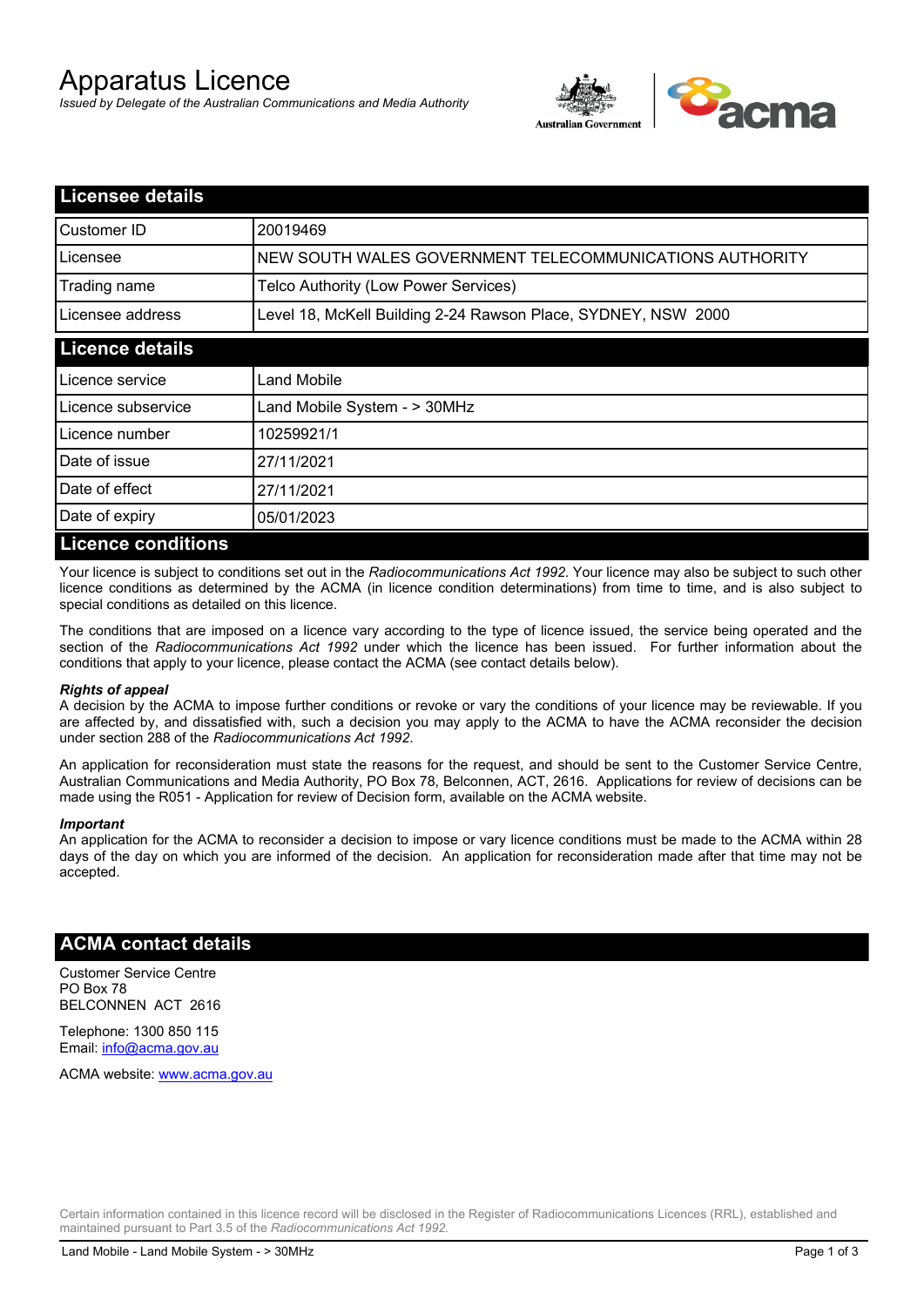# Apparatus Licence

*Issued by Delegate of the Australian Communications and Media Authority*

## Licensee details

| | |
|---|---|
| Customer ID | 20019469 |
| Licensee | NEW SOUTH WALES GOVERNMENT TELECOMMUNICATIONS AUTHORITY |
| Trading name | Telco Authority (Low Power Services) |
| Licensee address | Level 18, McKell Building 2-24 Rawson Place, SYDNEY, NSW 2000 |

## Licence details

| | |
|---|---|
| Licence service | Land Mobile |
| Licence subservice | Land Mobile System - > 30MHz |
| Licence number | 10259921/1 |
| Date of issue | 27/11/2021 |
| Date of effect | 27/11/2021 |
| Date of expiry | 05/01/2023 |

## Licence conditions

Your licence is subject to conditions set out in the *Radiocommunications Act 1992*. Your licence may also be subject to such other licence conditions as determined by the ACMA (in licence condition determinations) from time to time, and is also subject to special conditions as detailed on this licence.

The conditions that are imposed on a licence vary according to the type of licence issued, the service being operated and the section of the *Radiocommunications Act 1992* under which the licence has been issued. For further information about the conditions that apply to your licence, please contact the ACMA (see contact details below).

***Rights of appeal***

A decision by the ACMA to impose further conditions or revoke or vary the conditions of your licence may be reviewable. If you are affected by, and dissatisfied with, such a decision you may apply to the ACMA to have the ACMA reconsider the decision under section 288 of the *Radiocommunications Act 1992*.

An application for reconsideration must state the reasons for the request, and should be sent to the Customer Service Centre, Australian Communications and Media Authority, PO Box 78, Belconnen, ACT, 2616. Applications for review of decisions can be made using the R051 - Application for review of Decision form, available on the ACMA website.

***Important***

An application for the ACMA to reconsider a decision to impose or vary licence conditions must be made to the ACMA within 28 days of the day on which you are informed of the decision. An application for reconsideration made after that time may not be accepted.

## ACMA contact details

Customer Service Centre
PO Box 78
BELCONNEN ACT 2616

Telephone: 1300 850 115
Email: info@acma.gov.au

ACMA website: www.acma.gov.au

Certain information contained in this licence record will be disclosed in the Register of Radiocommunications Licences (RRL), established and maintained pursuant to Part 3.5 of the *Radiocommunications Act 1992.*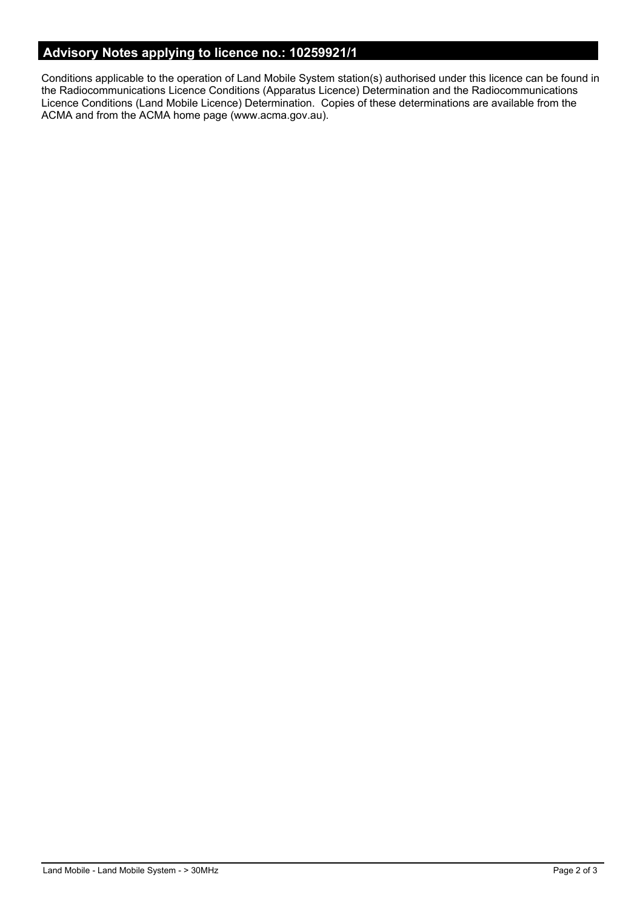## Advisory Notes applying to licence no.: 10259921/1

Conditions applicable to the operation of Land Mobile System station(s) authorised under this licence can be found in the Radiocommunications Licence Conditions (Apparatus Licence) Determination and the Radiocommunications Licence Conditions (Land Mobile Licence) Determination. Copies of these determinations are available from the ACMA and from the ACMA home page (www.acma.gov.au).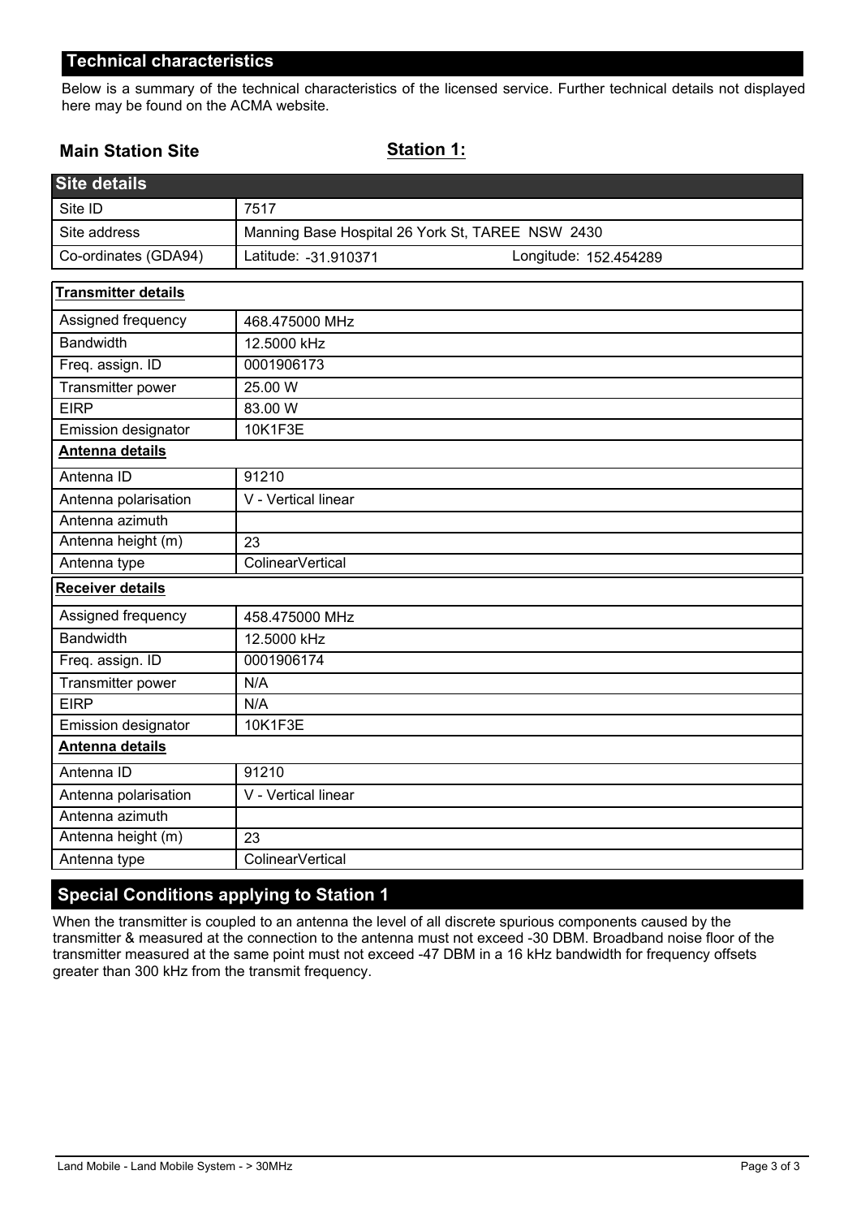## Technical characteristics

Below is a summary of the technical characteristics of the licensed service. Further technical details not displayed here may be found on the ACMA website.

**Main Station Site** **Station 1:**

| Site details | |
|---|---|
| Site ID | 7517 |
| Site address | Manning Base Hospital 26 York St, TAREE NSW 2430 |
| Co-ordinates (GDA94) | Latitude: -31.910371 Longitude: 152.454289 |

| Transmitter details | |
|---|---|
| Assigned frequency | 468.475000 MHz |
| Bandwidth | 12.5000 kHz |
| Freq. assign. ID | 0001906173 |
| Transmitter power | 25.00 W |
| EIRP | 83.00 W |
| Emission designator | 10K1F3E |
| **Antenna details** | |
| Antenna ID | 91210 |
| Antenna polarisation | V - Vertical linear |
| Antenna azimuth | |
| Antenna height (m) | 23 |
| Antenna type | ColinearVertical |

| Receiver details | |
|---|---|
| Assigned frequency | 458.475000 MHz |
| Bandwidth | 12.5000 kHz |
| Freq. assign. ID | 0001906174 |
| Transmitter power | N/A |
| EIRP | N/A |
| Emission designator | 10K1F3E |
| **Antenna details** | |
| Antenna ID | 91210 |
| Antenna polarisation | V - Vertical linear |
| Antenna azimuth | |
| Antenna height (m) | 23 |
| Antenna type | ColinearVertical |

## Special Conditions applying to Station 1

When the transmitter is coupled to an antenna the level of all discrete spurious components caused by the transmitter & measured at the connection to the antenna must not exceed -30 DBM. Broadband noise floor of the transmitter measured at the same point must not exceed -47 DBM in a 16 kHz bandwidth for frequency offsets greater than 300 kHz from the transmit frequency.